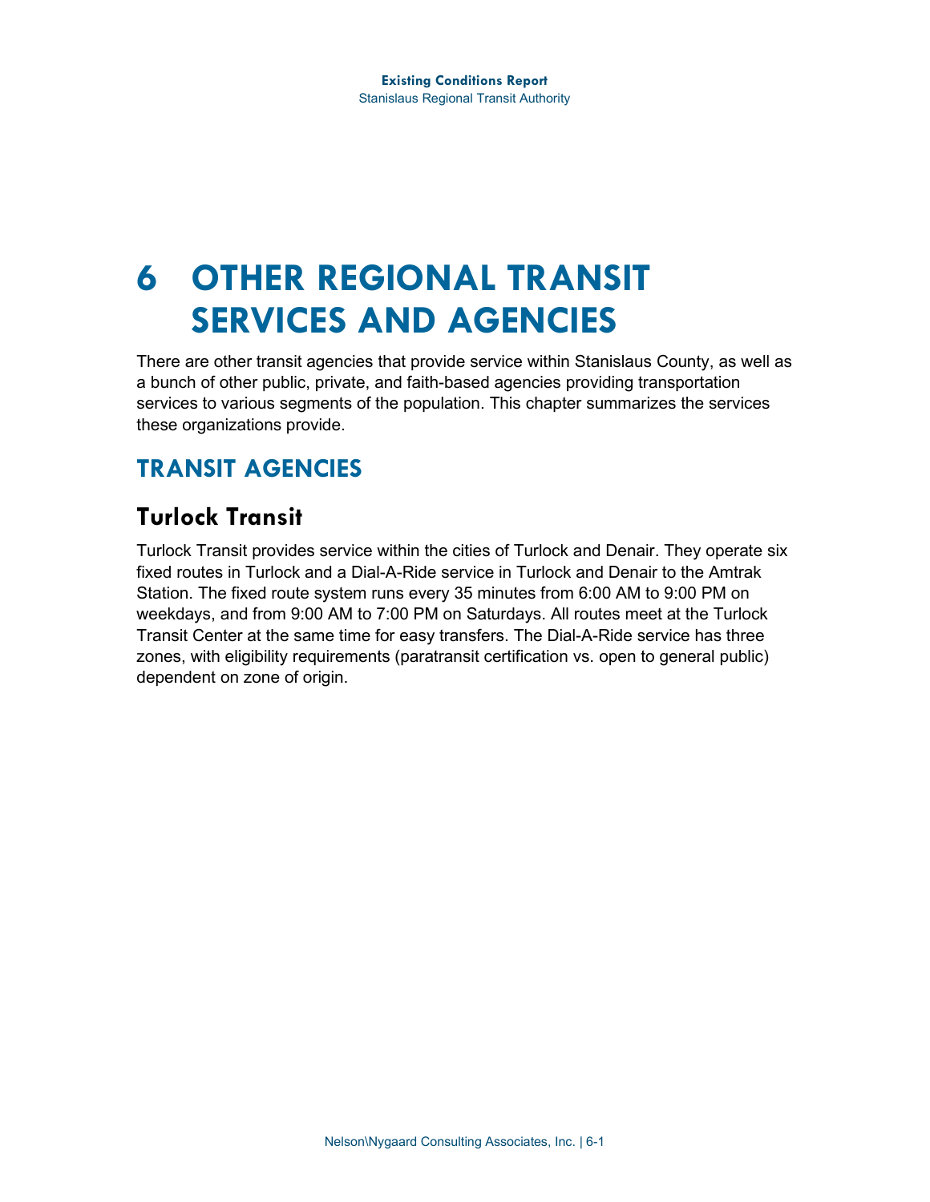# 6 OTHER REGIONAL TRANSIT SERVICES AND AGENCIES

There are other transit agencies that provide service within Stanislaus County, as well as a bunch of other public, private, and faith-based agencies providing transportation services to various segments of the population. This chapter summarizes the services these organizations provide.

## TRANSIT AGENCIES

### Turlock Transit

Turlock Transit provides service within the cities of Turlock and Denair. They operate six fixed routes in Turlock and a Dial-A-Ride service in Turlock and Denair to the Amtrak Station. The fixed route system runs every 35 minutes from 6:00 AM to 9:00 PM on weekdays, and from 9:00 AM to 7:00 PM on Saturdays. All routes meet at the Turlock Transit Center at the same time for easy transfers. The Dial-A-Ride service has three zones, with eligibility requirements (paratransit certification vs. open to general public) dependent on zone of origin.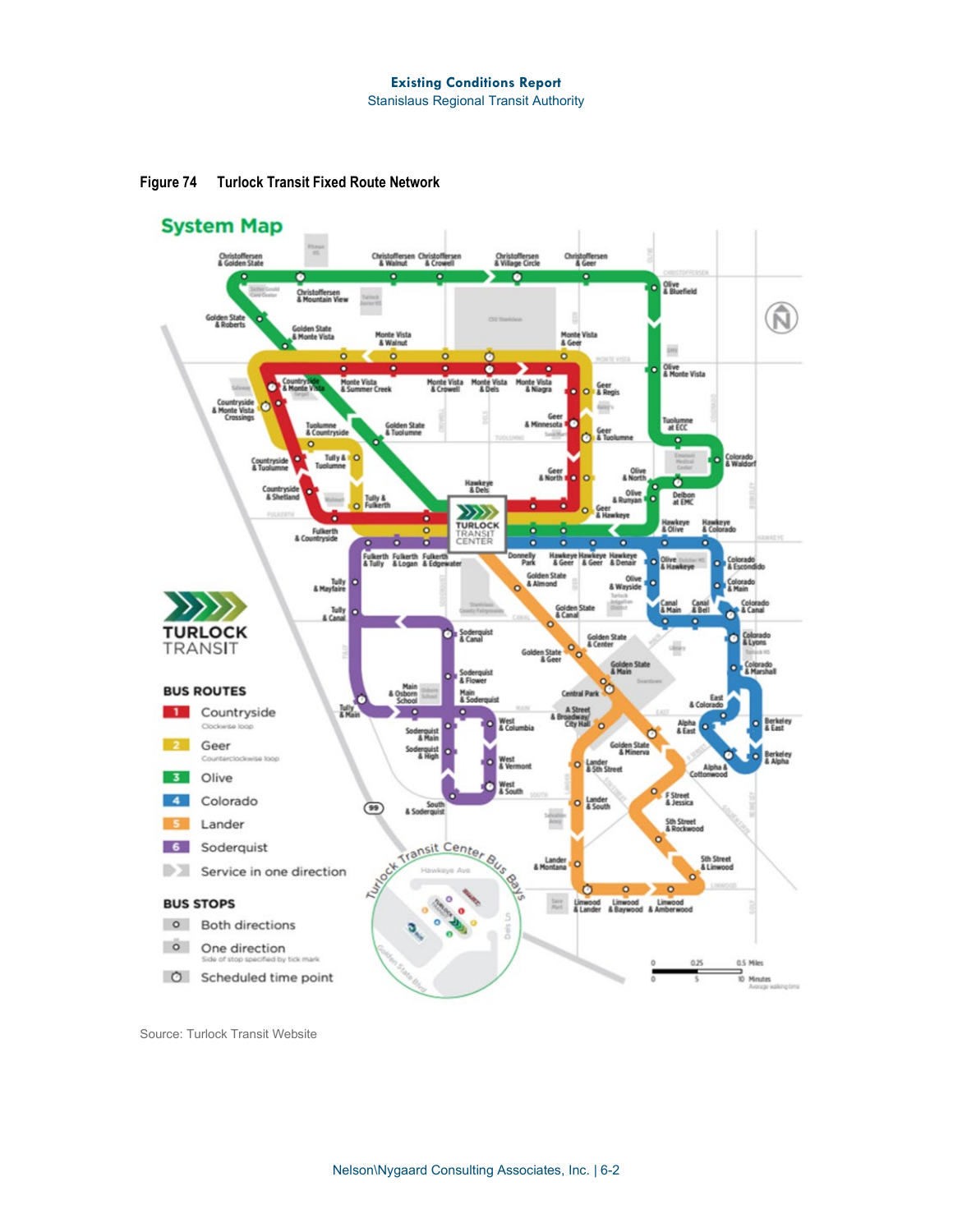**Figure 74 Turlock Transit Fixed Route Network**

Source: Turlock Transit Website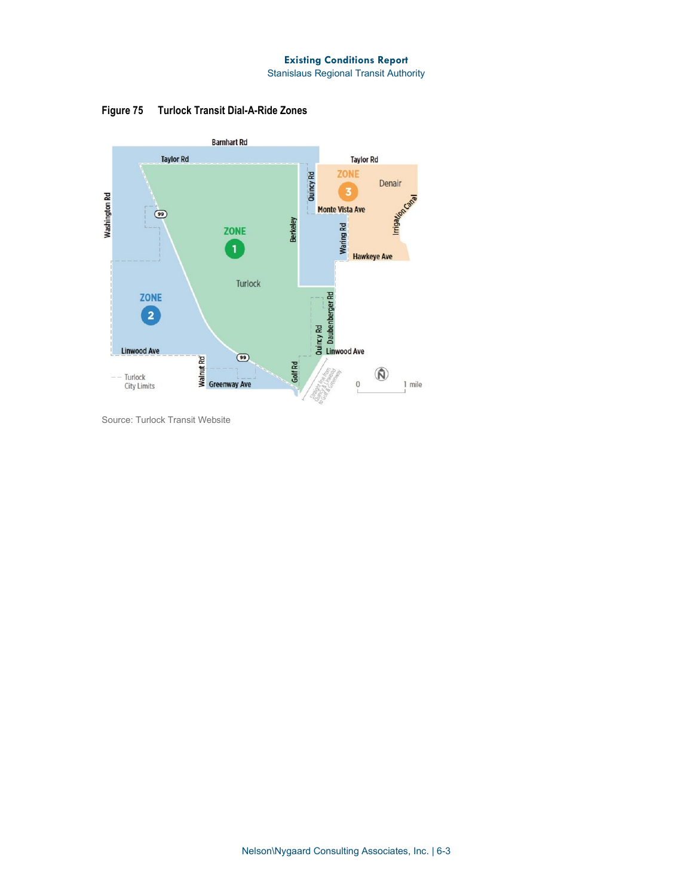**Figure 75 Turlock Transit Dial-A-Ride Zones**

Source: Turlock Transit Website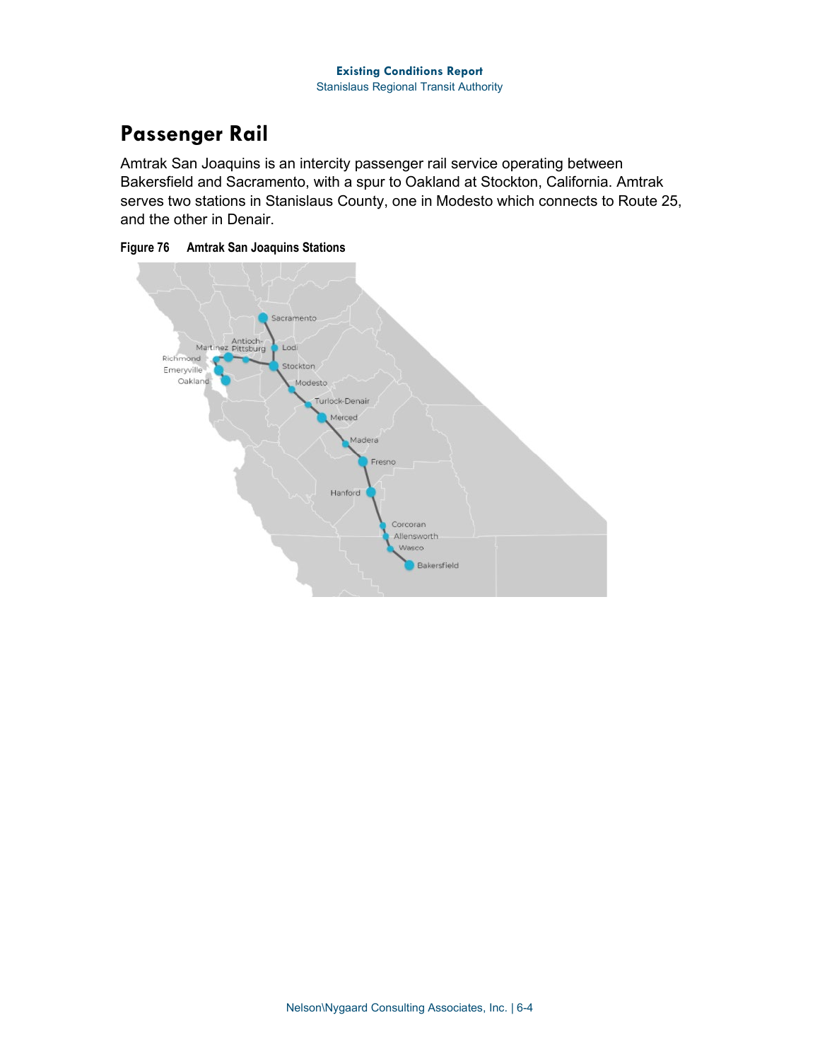## Passenger Rail

Amtrak San Joaquins is an intercity passenger rail service operating between Bakersfield and Sacramento, with a spur to Oakland at Stockton, California. Amtrak serves two stations in Stanislaus County, one in Modesto which connects to Route 25, and the other in Denair.

**Figure 76 Amtrak San Joaquins Stations**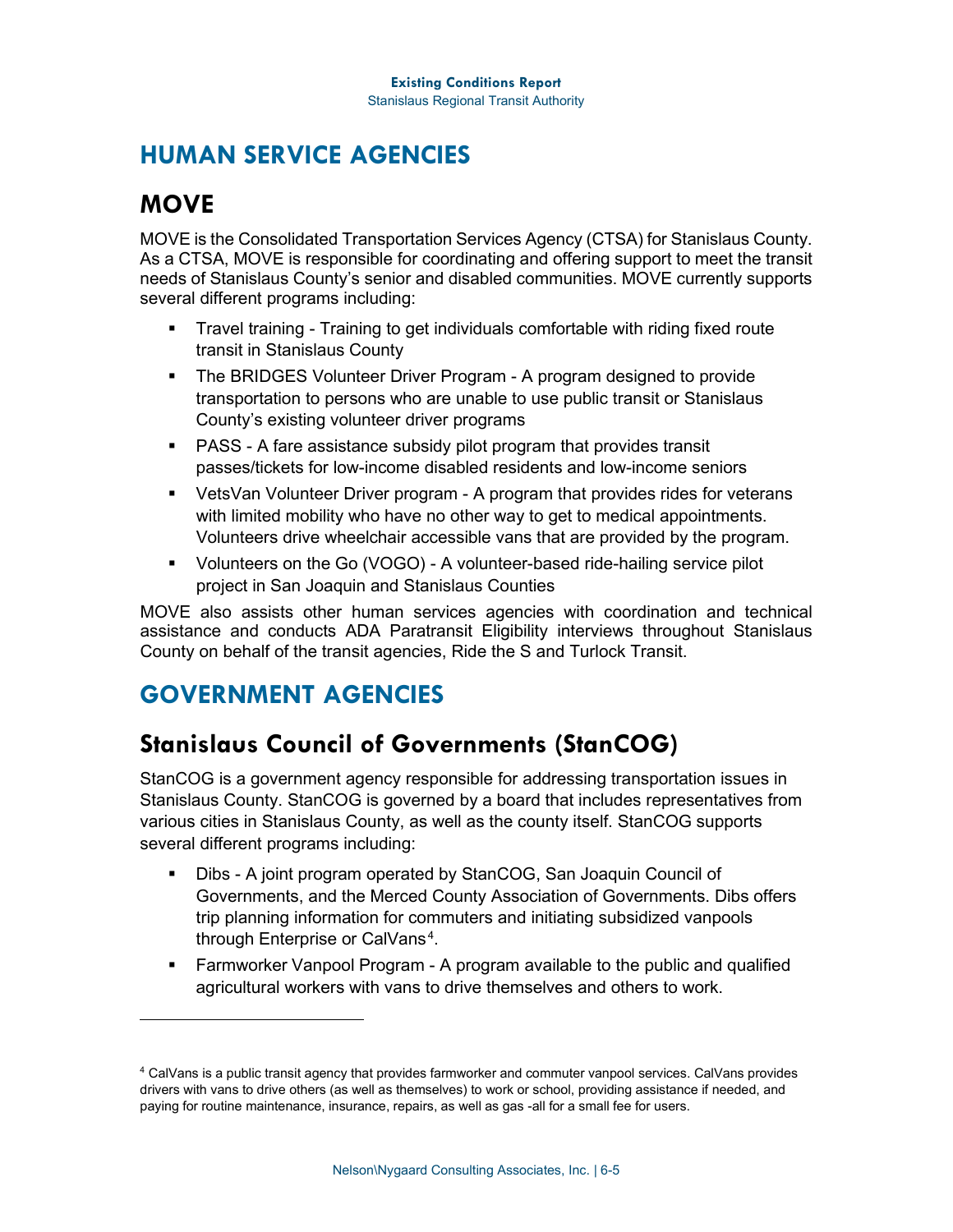# HUMAN SERVICE AGENCIES

## MOVE

MOVE is the Consolidated Transportation Services Agency (CTSA) for Stanislaus County. As a CTSA, MOVE is responsible for coordinating and offering support to meet the transit needs of Stanislaus County's senior and disabled communities. MOVE currently supports several different programs including:

- Travel training - Training to get individuals comfortable with riding fixed route transit in Stanislaus County
- The BRIDGES Volunteer Driver Program - A program designed to provide transportation to persons who are unable to use public transit or Stanislaus County's existing volunteer driver programs
- PASS - A fare assistance subsidy pilot program that provides transit passes/tickets for low-income disabled residents and low-income seniors
- VetsVan Volunteer Driver program - A program that provides rides for veterans with limited mobility who have no other way to get to medical appointments. Volunteers drive wheelchair accessible vans that are provided by the program.
- Volunteers on the Go (VOGO) - A volunteer-based ride-hailing service pilot project in San Joaquin and Stanislaus Counties

MOVE also assists other human services agencies with coordination and technical assistance and conducts ADA Paratransit Eligibility interviews throughout Stanislaus County on behalf of the transit agencies, Ride the S and Turlock Transit.

# GOVERNMENT AGENCIES

## Stanislaus Council of Governments (StanCOG)

StanCOG is a government agency responsible for addressing transportation issues in Stanislaus County. StanCOG is governed by a board that includes representatives from various cities in Stanislaus County, as well as the county itself. StanCOG supports several different programs including:

- Dibs - A joint program operated by StanCOG, San Joaquin Council of Governments, and the Merced County Association of Governments. Dibs offers trip planning information for commuters and initiating subsidized vanpools through Enterprise or CalVans[4].
- Farmworker Vanpool Program - A program available to the public and qualified agricultural workers with vans to drive themselves and others to work.

[4] CalVans is a public transit agency that provides farmworker and commuter vanpool services. CalVans provides drivers with vans to drive others (as well as themselves) to work or school, providing assistance if needed, and paying for routine maintenance, insurance, repairs, as well as gas -all for a small fee for users.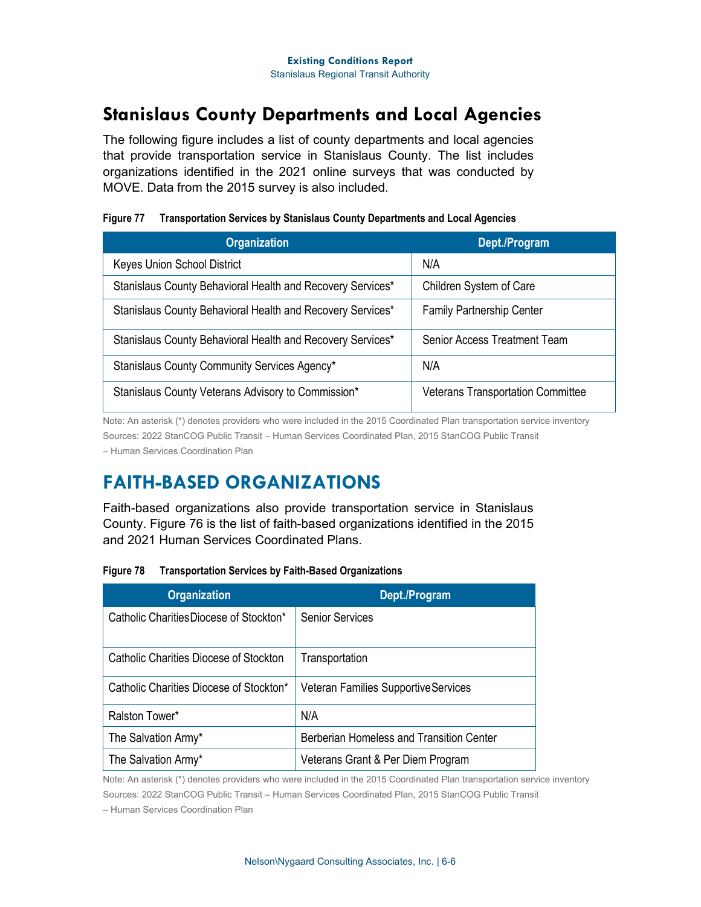## Stanislaus County Departments and Local Agencies

The following figure includes a list of county departments and local agencies that provide transportation service in Stanislaus County. The list includes organizations identified in the 2021 online surveys that was conducted by MOVE. Data from the 2015 survey is also included.

**Figure 77 Transportation Services by Stanislaus County Departments and Local Agencies**

| Organization | Dept./Program |
|---|---|
| Keyes Union School District | N/A |
| Stanislaus County Behavioral Health and Recovery Services* | Children System of Care |
| Stanislaus County Behavioral Health and Recovery Services* | Family Partnership Center |
| Stanislaus County Behavioral Health and Recovery Services* | Senior Access Treatment Team |
| Stanislaus County Community Services Agency* | N/A |
| Stanislaus County Veterans Advisory to Commission* | Veterans Transportation Committee |

Note: An asterisk (*) denotes providers who were included in the 2015 Coordinated Plan transportation service inventory
Sources: 2022 StanCOG Public Transit – Human Services Coordinated Plan, 2015 StanCOG Public Transit – Human Services Coordination Plan

## FAITH-BASED ORGANIZATIONS

Faith-based organizations also provide transportation service in Stanislaus County. Figure 76 is the list of faith-based organizations identified in the 2015 and 2021 Human Services Coordinated Plans.

**Figure 78 Transportation Services by Faith-Based Organizations**

| Organization | Dept./Program |
|---|---|
| Catholic Charities Diocese of Stockton* | Senior Services |
| Catholic Charities Diocese of Stockton | Transportation |
| Catholic Charities Diocese of Stockton* | Veteran Families Supportive Services |
| Ralston Tower* | N/A |
| The Salvation Army* | Berberian Homeless and Transition Center |
| The Salvation Army* | Veterans Grant & Per Diem Program |

Note: An asterisk (*) denotes providers who were included in the 2015 Coordinated Plan transportation service inventory
Sources: 2022 StanCOG Public Transit – Human Services Coordinated Plan, 2015 StanCOG Public Transit – Human Services Coordination Plan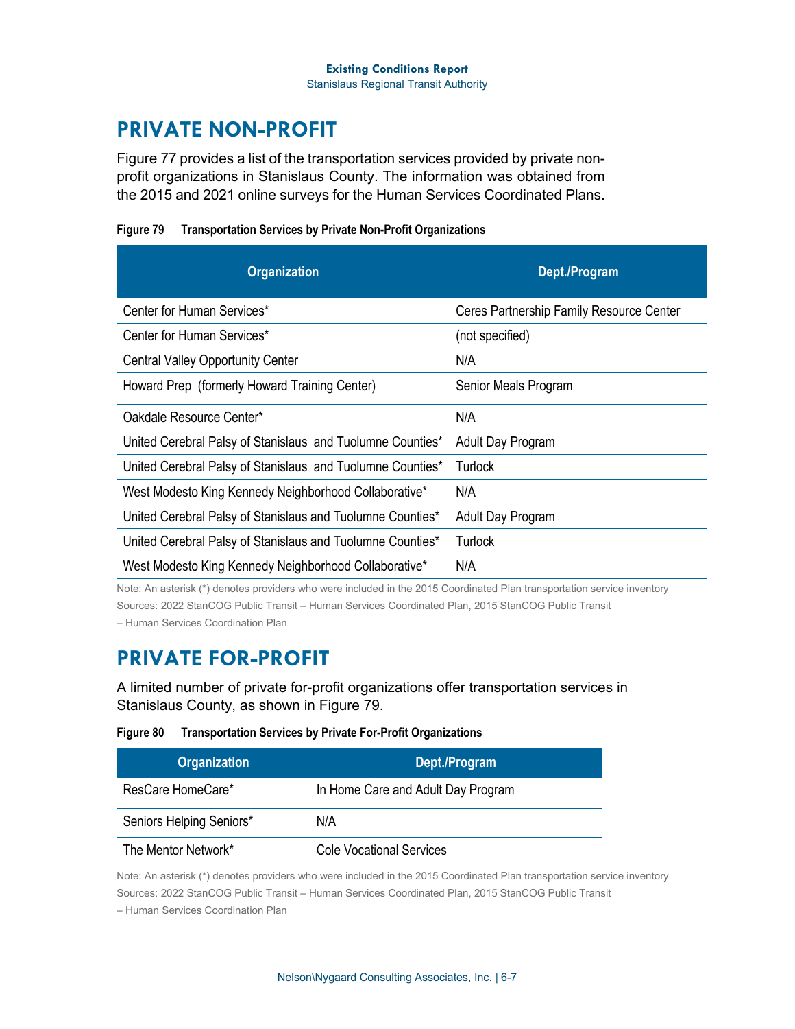## PRIVATE NON-PROFIT

Figure 77 provides a list of the transportation services provided by private non-profit organizations in Stanislaus County. The information was obtained from the 2015 and 2021 online surveys for the Human Services Coordinated Plans.

**Figure 79 Transportation Services by Private Non-Profit Organizations**

| Organization | Dept./Program |
|---|---|
| Center for Human Services* | Ceres Partnership Family Resource Center |
| Center for Human Services* | (not specified) |
| Central Valley Opportunity Center | N/A |
| Howard Prep (formerly Howard Training Center) | Senior Meals Program |
| Oakdale Resource Center* | N/A |
| United Cerebral Palsy of Stanislaus and Tuolumne Counties* | Adult Day Program |
| United Cerebral Palsy of Stanislaus and Tuolumne Counties* | Turlock |
| West Modesto King Kennedy Neighborhood Collaborative* | N/A |
| United Cerebral Palsy of Stanislaus and Tuolumne Counties* | Adult Day Program |
| United Cerebral Palsy of Stanislaus and Tuolumne Counties* | Turlock |
| West Modesto King Kennedy Neighborhood Collaborative* | N/A |

Note: An asterisk (*) denotes providers who were included in the 2015 Coordinated Plan transportation service inventory
Sources: 2022 StanCOG Public Transit – Human Services Coordinated Plan, 2015 StanCOG Public Transit – Human Services Coordination Plan

## PRIVATE FOR-PROFIT

A limited number of private for-profit organizations offer transportation services in Stanislaus County, as shown in Figure 79.

**Figure 80 Transportation Services by Private For-Profit Organizations**

| Organization | Dept./Program |
|---|---|
| ResCare HomeCare* | In Home Care and Adult Day Program |
| Seniors Helping Seniors* | N/A |
| The Mentor Network* | Cole Vocational Services |

Note: An asterisk (*) denotes providers who were included in the 2015 Coordinated Plan transportation service inventory
Sources: 2022 StanCOG Public Transit – Human Services Coordinated Plan, 2015 StanCOG Public Transit – Human Services Coordination Plan